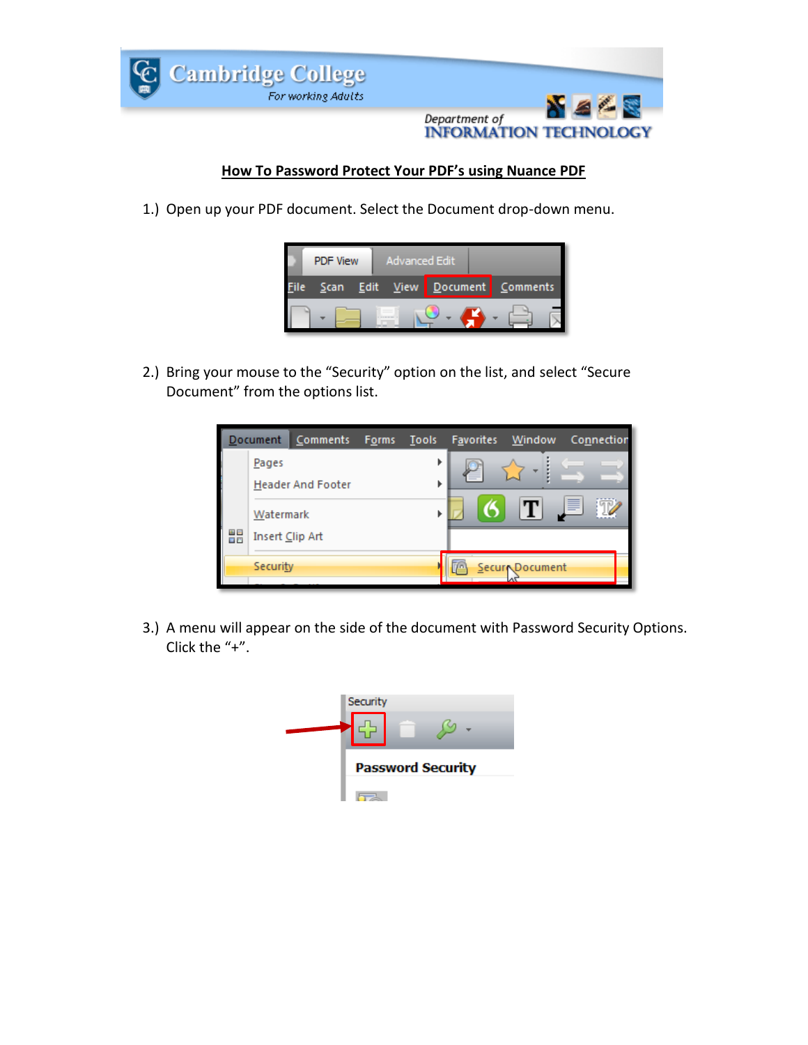Cambridge College
For working Adults

Department of
INFORMATION TECHNOLOGY

# How To Password Protect Your PDF's using Nuance PDF

1.) Open up your PDF document. Select the Document drop-down menu.

2.) Bring your mouse to the "Security" option on the list, and select "Secure Document" from the options list.

3.) A menu will appear on the side of the document with Password Security Options. Click the "+".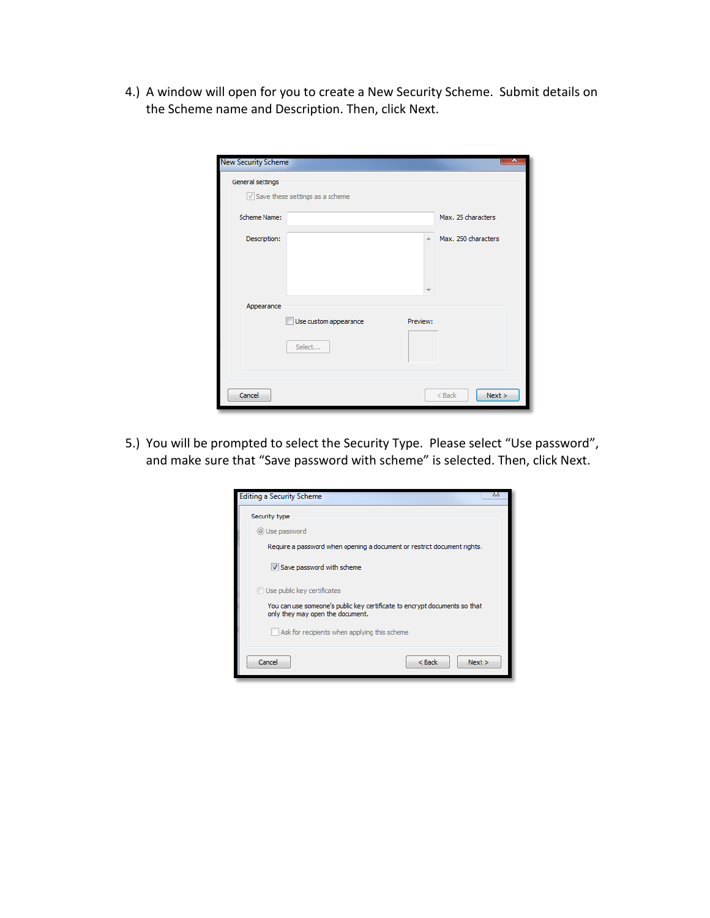4.) A window will open for you to create a New Security Scheme. Submit details on the Scheme name and Description. Then, click Next.

5.) You will be prompted to select the Security Type. Please select "Use password", and make sure that "Save password with scheme" is selected. Then, click Next.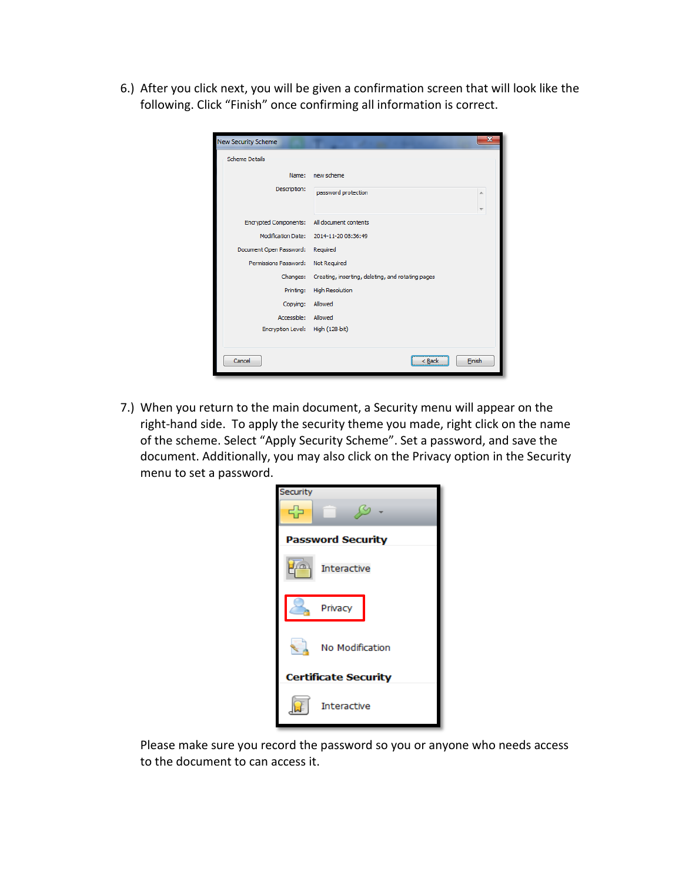6.) After you click next, you will be given a confirmation screen that will look like the following. Click "Finish" once confirming all information is correct.

7.) When you return to the main document, a Security menu will appear on the right-hand side. To apply the security theme you made, right click on the name of the scheme. Select "Apply Security Scheme". Set a password, and save the document. Additionally, you may also click on the Privacy option in the Security menu to set a password.

Please make sure you record the password so you or anyone who needs access to the document to can access it.